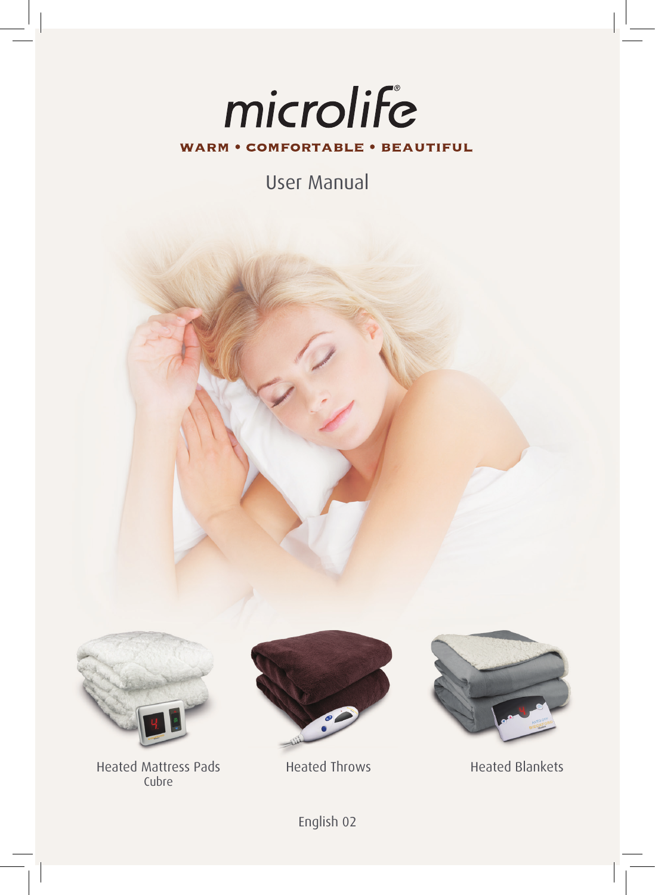# microlife®

**WARM • COMFORTABLE • BEAUTIFUL**

User Manual

Heated Mattress Pads
Cubre

Heated Throws

Heated Blankets

English 02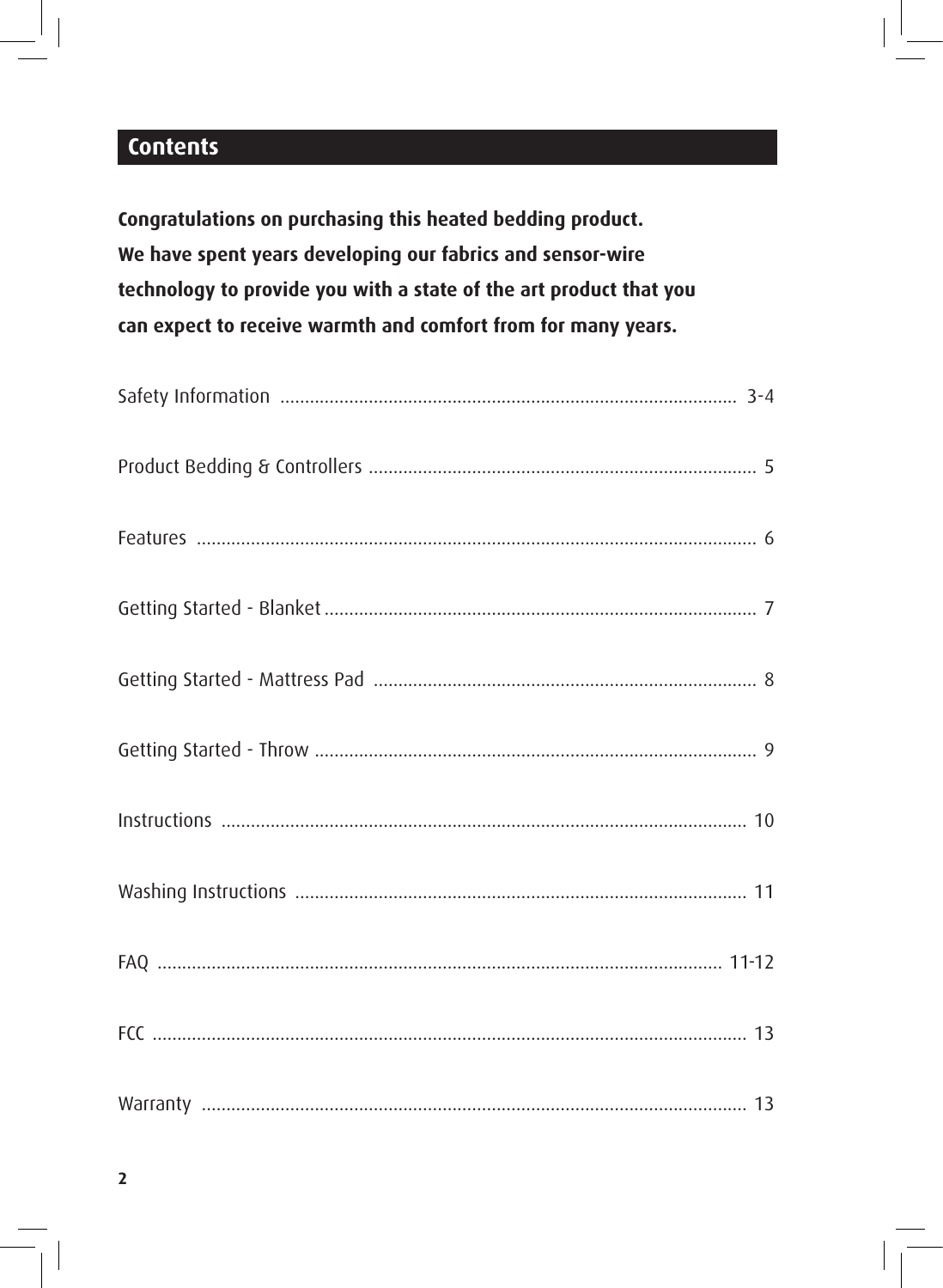## Contents

**Congratulations on purchasing this heated bedding product. We have spent years developing our fabrics and sensor-wire technology to provide you with a state of the art product that you can expect to receive warmth and comfort from for many years.**

| Section | Page |
| --- | --- |
| Safety Information | 3-4 |
| Product Bedding & Controllers | 5 |
| Features | 6 |
| Getting Started - Blanket | 7 |
| Getting Started - Mattress Pad | 8 |
| Getting Started - Throw | 9 |
| Instructions | 10 |
| Washing Instructions | 11 |
| FAQ | 11-12 |
| FCC | 13 |
| Warranty | 13 |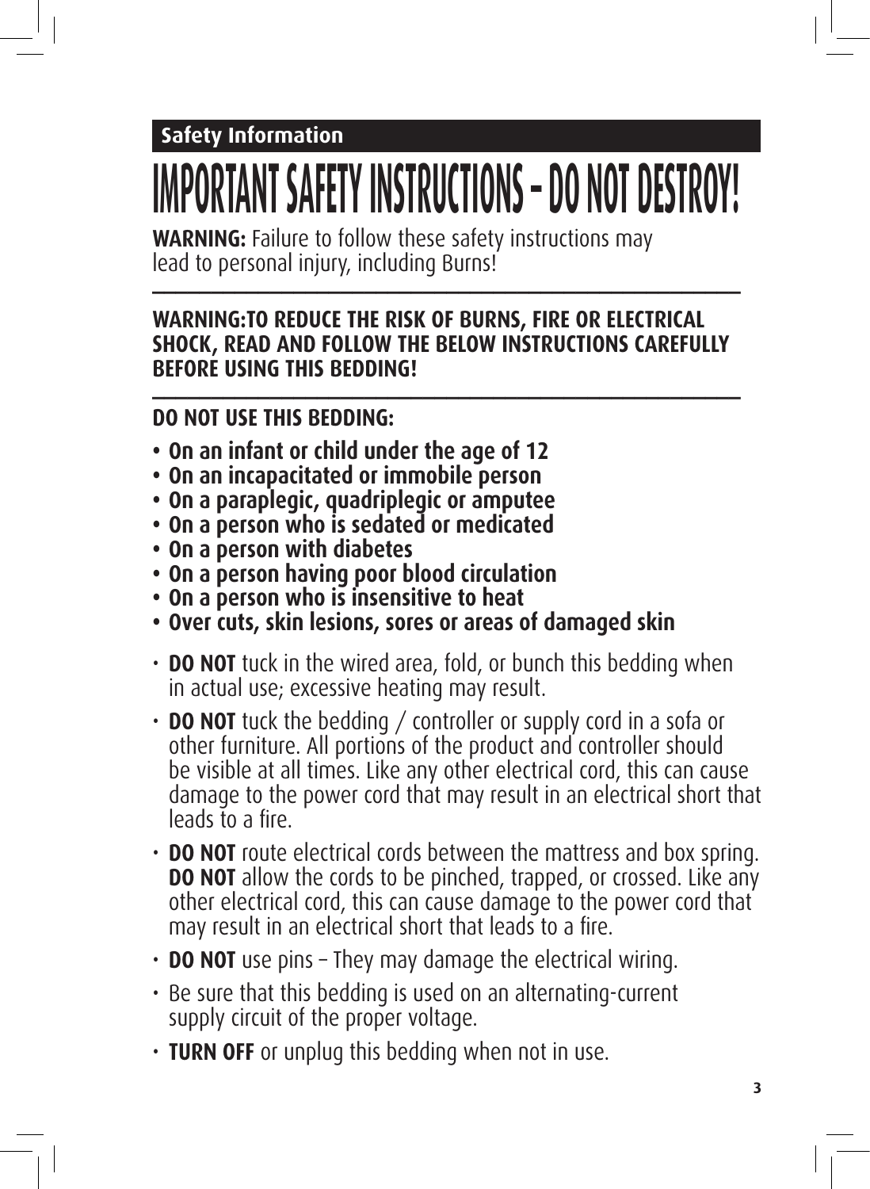## Safety Information

# IMPORTANT SAFETY INSTRUCTIONS - DO NOT DESTROY!

**WARNING:** Failure to follow these safety instructions may lead to personal injury, including Burns!

---

**WARNING:TO REDUCE THE RISK OF BURNS, FIRE OR ELECTRICAL SHOCK, READ AND FOLLOW THE BELOW INSTRUCTIONS CAREFULLY BEFORE USING THIS BEDDING!**

---

**DO NOT USE THIS BEDDING:**

- **On an infant or child under the age of 12**
- **On an incapacitated or immobile person**
- **On a paraplegic, quadriplegic or amputee**
- **On a person who is sedated or medicated**
- **On a person with diabetes**
- **On a person having poor blood circulation**
- **On a person who is insensitive to heat**
- **Over cuts, skin lesions, sores or areas of damaged skin**

- **DO NOT** tuck in the wired area, fold, or bunch this bedding when in actual use; excessive heating may result.
- **DO NOT** tuck the bedding / controller or supply cord in a sofa or other furniture. All portions of the product and controller should be visible at all times. Like any other electrical cord, this can cause damage to the power cord that may result in an electrical short that leads to a fire.
- **DO NOT** route electrical cords between the mattress and box spring. **DO NOT** allow the cords to be pinched, trapped, or crossed. Like any other electrical cord, this can cause damage to the power cord that may result in an electrical short that leads to a fire.
- **DO NOT** use pins – They may damage the electrical wiring.
- Be sure that this bedding is used on an alternating-current supply circuit of the proper voltage.
- **TURN OFF** or unplug this bedding when not in use.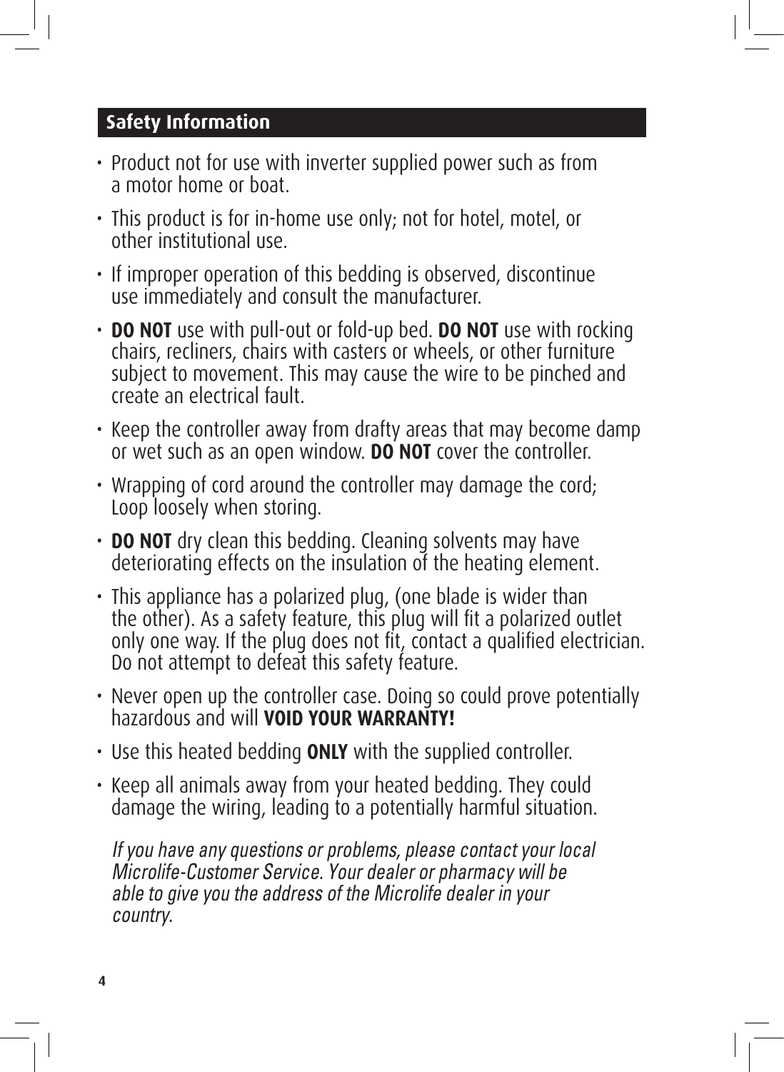## Safety Information

- Product not for use with inverter supplied power such as from a motor home or boat.
- This product is for in-home use only; not for hotel, motel, or other institutional use.
- If improper operation of this bedding is observed, discontinue use immediately and consult the manufacturer.
- **DO NOT** use with pull-out or fold-up bed. **DO NOT** use with rocking chairs, recliners, chairs with casters or wheels, or other furniture subject to movement. This may cause the wire to be pinched and create an electrical fault.
- Keep the controller away from drafty areas that may become damp or wet such as an open window. **DO NOT** cover the controller.
- Wrapping of cord around the controller may damage the cord; Loop loosely when storing.
- **DO NOT** dry clean this bedding. Cleaning solvents may have deteriorating effects on the insulation of the heating element.
- This appliance has a polarized plug, (one blade is wider than the other). As a safety feature, this plug will fit a polarized outlet only one way. If the plug does not fit, contact a qualified electrician. Do not attempt to defeat this safety feature.
- Never open up the controller case. Doing so could prove potentially hazardous and will **VOID YOUR WARRANTY!**
- Use this heated bedding **ONLY** with the supplied controller.
- Keep all animals away from your heated bedding. They could damage the wiring, leading to a potentially harmful situation.

*If you have any questions or problems, please contact your local Microlife-Customer Service. Your dealer or pharmacy will be able to give you the address of the Microlife dealer in your country.*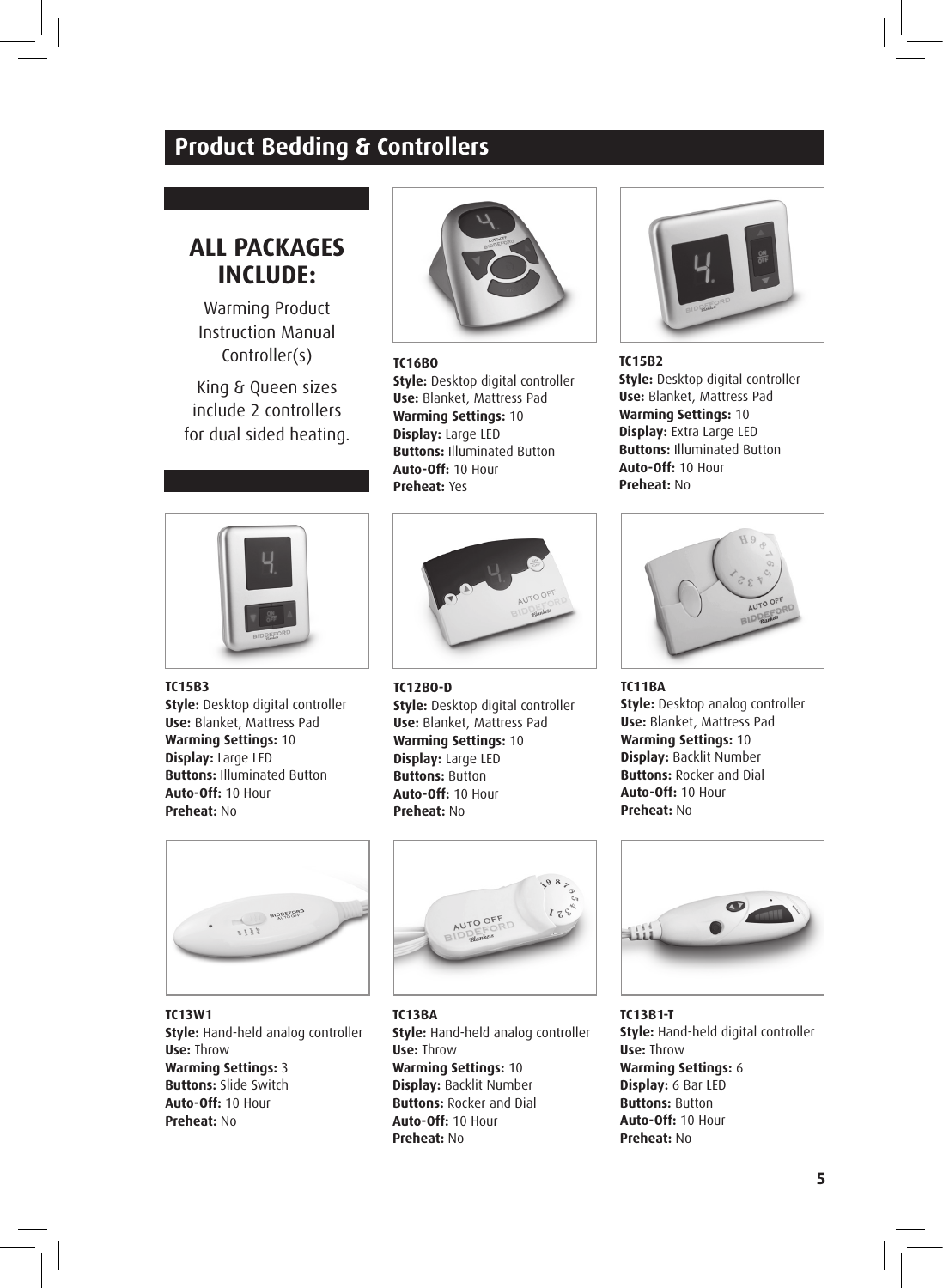# Product Bedding & Controllers

## ALL PACKAGES INCLUDE:

Warming Product
Instruction Manual
Controller(s)

King & Queen sizes include 2 controllers for dual sided heating.

**TC16BO**
**Style:** Desktop digital controller
**Use:** Blanket, Mattress Pad
**Warming Settings:** 10
**Display:** Large LED
**Buttons:** Illuminated Button
**Auto-Off:** 10 Hour
**Preheat:** Yes

**TC15B2**
**Style:** Desktop digital controller
**Use:** Blanket, Mattress Pad
**Warming Settings:** 10
**Display:** Extra Large LED
**Buttons:** Illuminated Button
**Auto-Off:** 10 Hour
**Preheat:** No

**TC15B3**
**Style:** Desktop digital controller
**Use:** Blanket, Mattress Pad
**Warming Settings:** 10
**Display:** Large LED
**Buttons:** Illuminated Button
**Auto-Off:** 10 Hour
**Preheat:** No

**TC12BO-D**
**Style:** Desktop digital controller
**Use:** Blanket, Mattress Pad
**Warming Settings:** 10
**Display:** Large LED
**Buttons:** Button
**Auto-Off:** 10 Hour
**Preheat:** No

**TC11BA**
**Style:** Desktop analog controller
**Use:** Blanket, Mattress Pad
**Warming Settings:** 10
**Display:** Backlit Number
**Buttons:** Rocker and Dial
**Auto-Off:** 10 Hour
**Preheat:** No

**TC13W1**
**Style:** Hand-held analog controller
**Use:** Throw
**Warming Settings:** 3
**Buttons:** Slide Switch
**Auto-Off:** 10 Hour
**Preheat:** No

**TC13BA**
**Style:** Hand-held analog controller
**Use:** Throw
**Warming Settings:** 10
**Display:** Backlit Number
**Buttons:** Rocker and Dial
**Auto-Off:** 10 Hour
**Preheat:** No

**TC13B1-T**
**Style:** Hand-held digital controller
**Use:** Throw
**Warming Settings:** 6
**Display:** 6 Bar LED
**Buttons:** Button
**Auto-Off:** 10 Hour
**Preheat:** No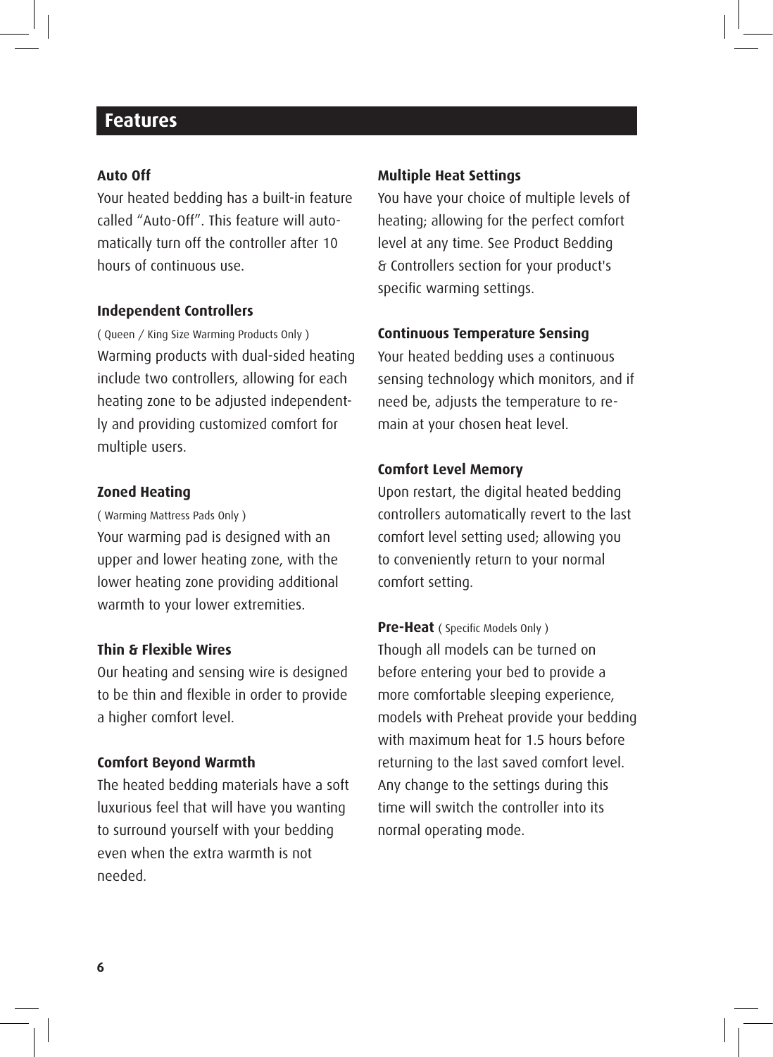## Features

**Auto Off**

Your heated bedding has a built-in feature called "Auto-Off". This feature will automatically turn off the controller after 10 hours of continuous use.

**Independent Controllers**

( Queen / King Size Warming Products Only )

Warming products with dual-sided heating include two controllers, allowing for each heating zone to be adjusted independently and providing customized comfort for multiple users.

**Zoned Heating**

( Warming Mattress Pads Only )

Your warming pad is designed with an upper and lower heating zone, with the lower heating zone providing additional warmth to your lower extremities.

**Thin & Flexible Wires**

Our heating and sensing wire is designed to be thin and flexible in order to provide a higher comfort level.

**Comfort Beyond Warmth**

The heated bedding materials have a soft luxurious feel that will have you wanting to surround yourself with your bedding even when the extra warmth is not needed.

**Multiple Heat Settings**

You have your choice of multiple levels of heating; allowing for the perfect comfort level at any time. See Product Bedding & Controllers section for your product's specific warming settings.

**Continuous Temperature Sensing**

Your heated bedding uses a continuous sensing technology which monitors, and if need be, adjusts the temperature to remain at your chosen heat level.

**Comfort Level Memory**

Upon restart, the digital heated bedding controllers automatically revert to the last comfort level setting used; allowing you to conveniently return to your normal comfort setting.

**Pre-Heat** ( Specific Models Only )

Though all models can be turned on before entering your bed to provide a more comfortable sleeping experience, models with Preheat provide your bedding with maximum heat for 1.5 hours before returning to the last saved comfort level. Any change to the settings during this time will switch the controller into its normal operating mode.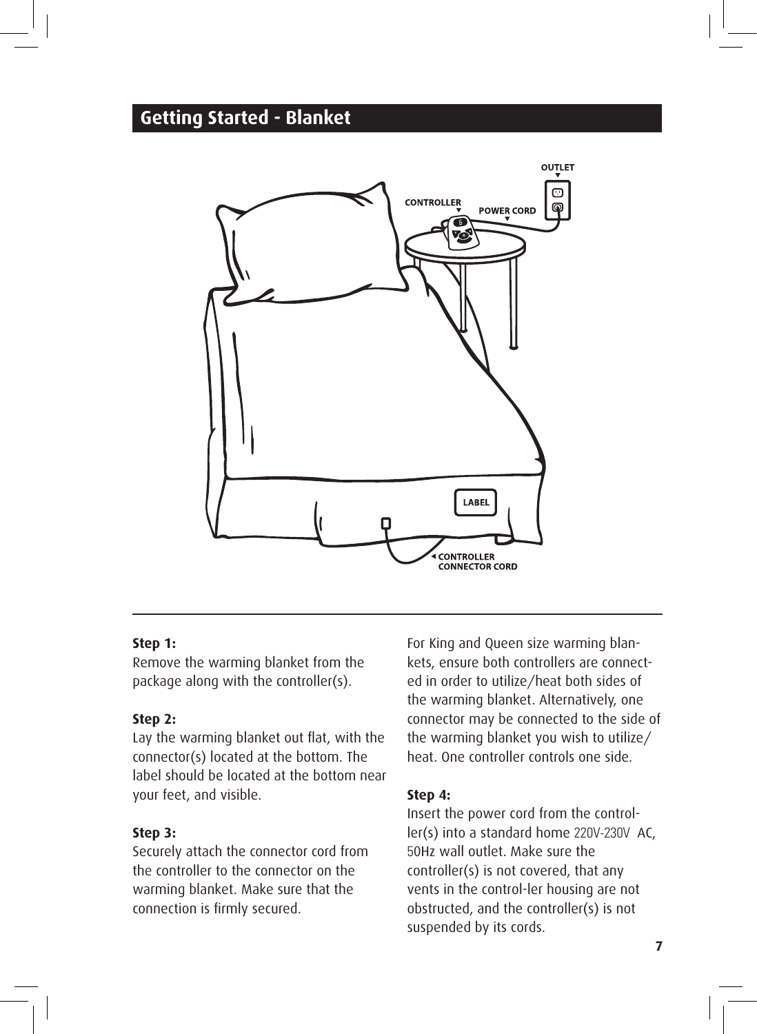## Getting Started - Blanket

**Step 1:**
Remove the warming blanket from the package along with the controller(s).

**Step 2:**
Lay the warming blanket out flat, with the connector(s) located at the bottom. The label should be located at the bottom near your feet, and visible.

**Step 3:**
Securely attach the connector cord from the controller to the connector on the warming blanket. Make sure that the connection is firmly secured.

For King and Queen size warming blankets, ensure both controllers are connected in order to utilize/heat both sides of the warming blanket. Alternatively, one connector may be connected to the side of the warming blanket you wish to utilize/heat. One controller controls one side.

**Step 4:**
Insert the power cord from the controller(s) into a standard home 220V-230V AC, 50Hz wall outlet. Make sure the controller(s) is not covered, that any vents in the control-ler housing are not obstructed, and the controller(s) is not suspended by its cords.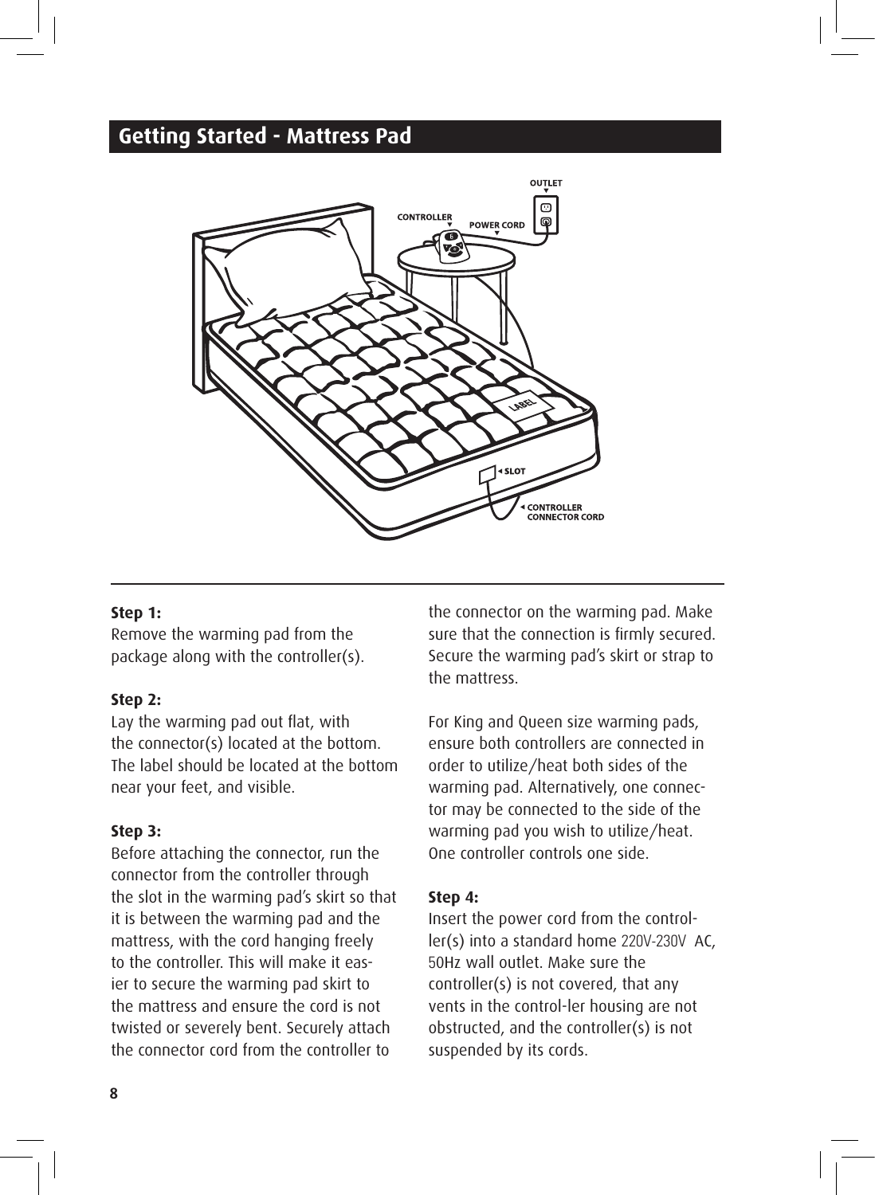## Getting Started - Mattress Pad

**Step 1:**
Remove the warming pad from the package along with the controller(s).

**Step 2:**
Lay the warming pad out flat, with the connector(s) located at the bottom. The label should be located at the bottom near your feet, and visible.

**Step 3:**
Before attaching the connector, run the connector from the controller through the slot in the warming pad's skirt so that it is between the warming pad and the mattress, with the cord hanging freely to the controller. This will make it easier to secure the warming pad skirt to the mattress and ensure the cord is not twisted or severely bent. Securely attach the connector cord from the controller to the connector on the warming pad. Make sure that the connection is firmly secured. Secure the warming pad's skirt or strap to the mattress.

For King and Queen size warming pads, ensure both controllers are connected in order to utilize/heat both sides of the warming pad. Alternatively, one connector may be connected to the side of the warming pad you wish to utilize/heat. One controller controls one side.

**Step 4:**
Insert the power cord from the controller(s) into a standard home 220V-230V AC, 50Hz wall outlet. Make sure the controller(s) is not covered, that any vents in the control-ler housing are not obstructed, and the controller(s) is not suspended by its cords.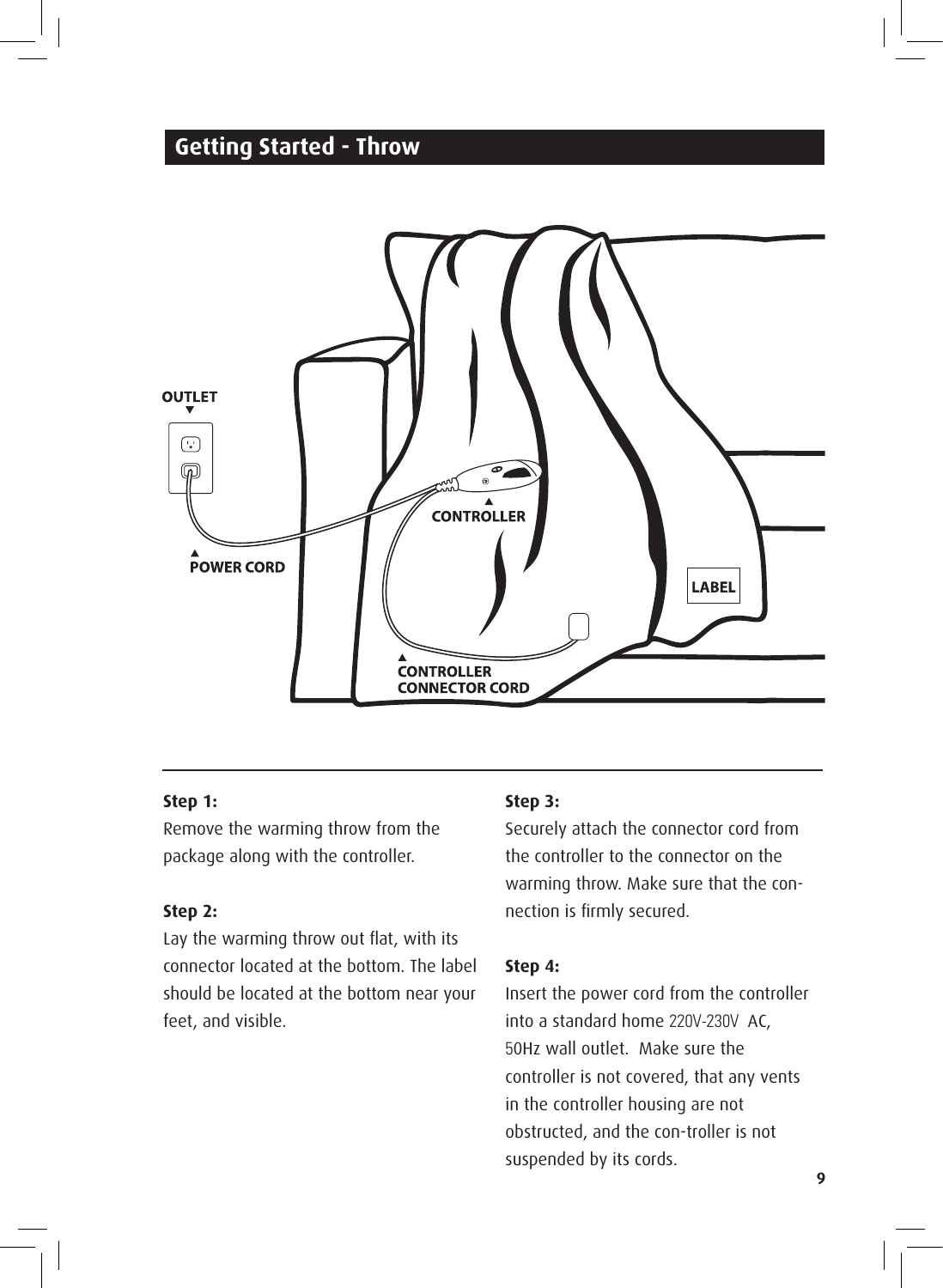## Getting Started - Throw

OUTLET

CONTROLLER

POWER CORD

LABEL

CONTROLLER CONNECTOR CORD

**Step 1:**
Remove the warming throw from the package along with the controller.

**Step 2:**
Lay the warming throw out flat, with its connector located at the bottom. The label should be located at the bottom near your feet, and visible.

**Step 3:**
Securely attach the connector cord from the controller to the connector on the warming throw. Make sure that the connection is firmly secured.

**Step 4:**
Insert the power cord from the controller into a standard home 220V-230V AC, 50Hz wall outlet. Make sure the controller is not covered, that any vents in the controller housing are not obstructed, and the con-troller is not suspended by its cords.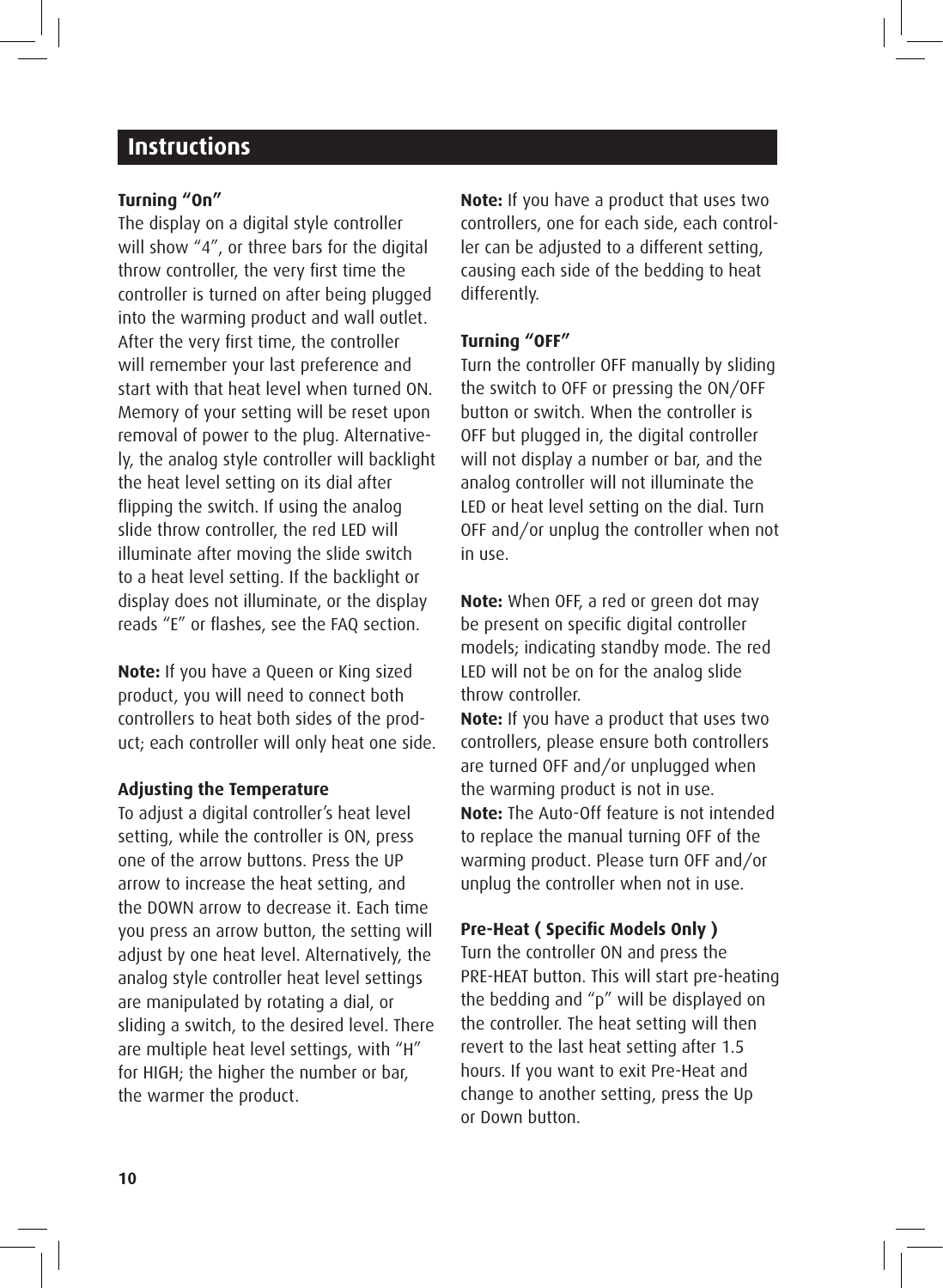## Instructions

**Turning "On"**

The display on a digital style controller will show "4", or three bars for the digital throw controller, the very first time the controller is turned on after being plugged into the warming product and wall outlet. After the very first time, the controller will remember your last preference and start with that heat level when turned ON. Memory of your setting will be reset upon removal of power to the plug. Alternatively, the analog style controller will backlight the heat level setting on its dial after flipping the switch. If using the analog slide throw controller, the red LED will illuminate after moving the slide switch to a heat level setting. If the backlight or display does not illuminate, or the display reads "E" or flashes, see the FAQ section.

**Note:** If you have a Queen or King sized product, you will need to connect both controllers to heat both sides of the product; each controller will only heat one side.

**Adjusting the Temperature**

To adjust a digital controller's heat level setting, while the controller is ON, press one of the arrow buttons. Press the UP arrow to increase the heat setting, and the DOWN arrow to decrease it. Each time you press an arrow button, the setting will adjust by one heat level. Alternatively, the analog style controller heat level settings are manipulated by rotating a dial, or sliding a switch, to the desired level. There are multiple heat level settings, with "H" for HIGH; the higher the number or bar, the warmer the product.

**Note:** If you have a product that uses two controllers, one for each side, each controller can be adjusted to a different setting, causing each side of the bedding to heat differently.

**Turning "OFF"**

Turn the controller OFF manually by sliding the switch to OFF or pressing the ON/OFF button or switch. When the controller is OFF but plugged in, the digital controller will not display a number or bar, and the analog controller will not illuminate the LED or heat level setting on the dial. Turn OFF and/or unplug the controller when not in use.

**Note:** When OFF, a red or green dot may be present on specific digital controller models; indicating standby mode. The red LED will not be on for the analog slide throw controller.

**Note:** If you have a product that uses two controllers, please ensure both controllers are turned OFF and/or unplugged when the warming product is not in use.

**Note:** The Auto-Off feature is not intended to replace the manual turning OFF of the warming product. Please turn OFF and/or unplug the controller when not in use.

**Pre-Heat ( Specific Models Only )**

Turn the controller ON and press the PRE-HEAT button. This will start pre-heating the bedding and "p" will be displayed on the controller. The heat setting will then revert to the last heat setting after 1.5 hours. If you want to exit Pre-Heat and change to another setting, press the Up or Down button.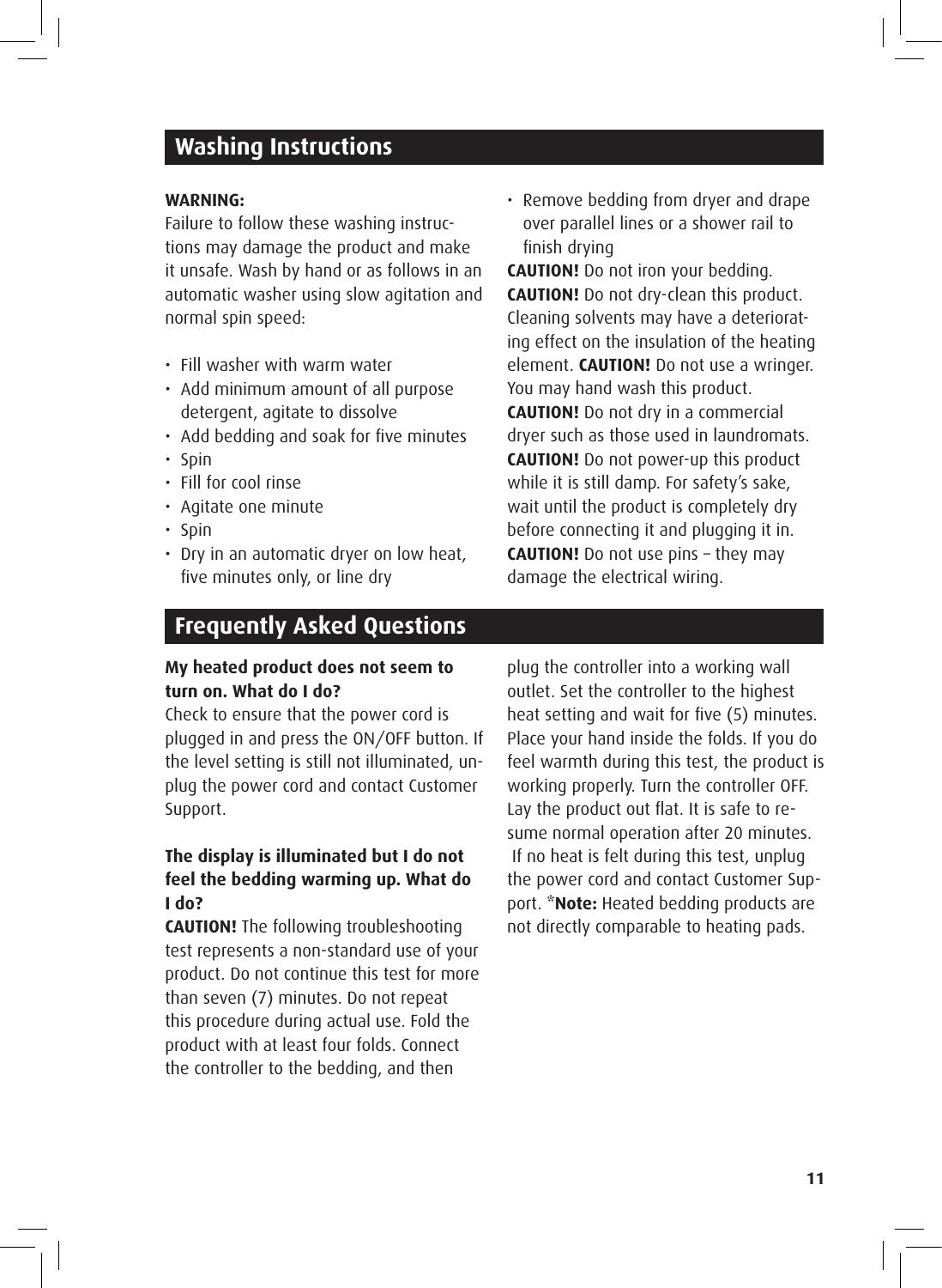## Washing Instructions

**WARNING:**
Failure to follow these washing instructions may damage the product and make it unsafe. Wash by hand or as follows in an automatic washer using slow agitation and normal spin speed:

- Fill washer with warm water
- Add minimum amount of all purpose detergent, agitate to dissolve
- Add bedding and soak for five minutes
- Spin
- Fill for cool rinse
- Agitate one minute
- Spin
- Dry in an automatic dryer on low heat, five minutes only, or line dry
- Remove bedding from dryer and drape over parallel lines or a shower rail to finish drying

**CAUTION!** Do not iron your bedding.
**CAUTION!** Do not dry-clean this product. Cleaning solvents may have a deteriorating effect on the insulation of the heating element. **CAUTION!** Do not use a wringer. You may hand wash this product.
**CAUTION!** Do not dry in a commercial dryer such as those used in laundromats.
**CAUTION!** Do not power-up this product while it is still damp. For safety's sake, wait until the product is completely dry before connecting it and plugging it in.
**CAUTION!** Do not use pins – they may damage the electrical wiring.

## Frequently Asked Questions

**My heated product does not seem to turn on. What do I do?**
Check to ensure that the power cord is plugged in and press the ON/OFF button. If the level setting is still not illuminated, unplug the power cord and contact Customer Support.

**The display is illuminated but I do not feel the bedding warming up. What do I do?**
**CAUTION!** The following troubleshooting test represents a non-standard use of your product. Do not continue this test for more than seven (7) minutes. Do not repeat this procedure during actual use. Fold the product with at least four folds. Connect the controller to the bedding, and then plug the controller into a working wall outlet. Set the controller to the highest heat setting and wait for five (5) minutes. Place your hand inside the folds. If you do feel warmth during this test, the product is working properly. Turn the controller OFF. Lay the product out flat. It is safe to resume normal operation after 20 minutes. If no heat is felt during this test, unplug the power cord and contact Customer Support. ***Note:** Heated bedding products are not directly comparable to heating pads.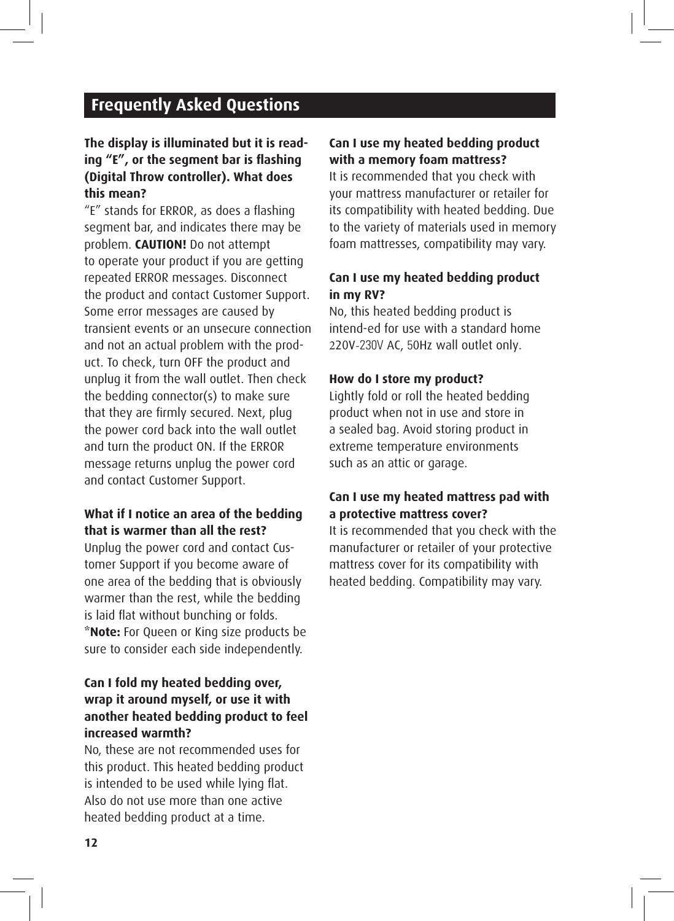## Frequently Asked Questions

**The display is illuminated but it is reading "E", or the segment bar is flashing (Digital Throw controller). What does this mean?**

"E" stands for ERROR, as does a flashing segment bar, and indicates there may be problem. **CAUTION!** Do not attempt to operate your product if you are getting repeated ERROR messages. Disconnect the product and contact Customer Support. Some error messages are caused by transient events or an unsecure connection and not an actual problem with the product. To check, turn OFF the product and unplug it from the wall outlet. Then check the bedding connector(s) to make sure that they are firmly secured. Next, plug the power cord back into the wall outlet and turn the product ON. If the ERROR message returns unplug the power cord and contact Customer Support.

**What if I notice an area of the bedding that is warmer than all the rest?**

Unplug the power cord and contact Customer Support if you become aware of one area of the bedding that is obviously warmer than the rest, while the bedding is laid flat without bunching or folds. ***Note:** For Queen or King size products be sure to consider each side independently.

**Can I fold my heated bedding over, wrap it around myself, or use it with another heated bedding product to feel increased warmth?**

No, these are not recommended uses for this product. This heated bedding product is intended to be used while lying flat. Also do not use more than one active heated bedding product at a time.

**Can I use my heated bedding product with a memory foam mattress?**

It is recommended that you check with your mattress manufacturer or retailer for its compatibility with heated bedding. Due to the variety of materials used in memory foam mattresses, compatibility may vary.

**Can I use my heated bedding product in my RV?**

No, this heated bedding product is intend-ed for use with a standard home 220V-230V AC, 50Hz wall outlet only.

**How do I store my product?**

Lightly fold or roll the heated bedding product when not in use and store in a sealed bag. Avoid storing product in extreme temperature environments such as an attic or garage.

**Can I use my heated mattress pad with a protective mattress cover?**

It is recommended that you check with the manufacturer or retailer of your protective mattress cover for its compatibility with heated bedding. Compatibility may vary.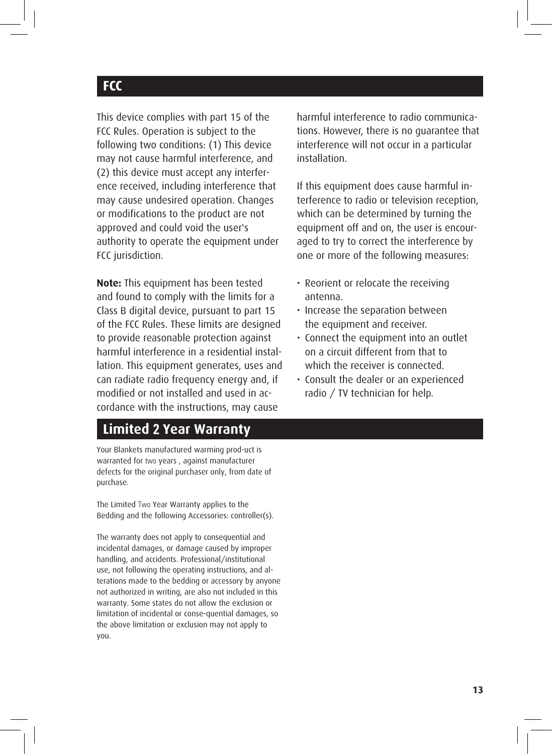## FCC

This device complies with part 15 of the FCC Rules. Operation is subject to the following two conditions: (1) This device may not cause harmful interference, and (2) this device must accept any interference received, including interference that may cause undesired operation. Changes or modifications to the product are not approved and could void the user's authority to operate the equipment under FCC jurisdiction.

**Note:** This equipment has been tested and found to comply with the limits for a Class B digital device, pursuant to part 15 of the FCC Rules. These limits are designed to provide reasonable protection against harmful interference in a residential installation. This equipment generates, uses and can radiate radio frequency energy and, if modified or not installed and used in accordance with the instructions, may cause harmful interference to radio communications. However, there is no guarantee that interference will not occur in a particular installation.

If this equipment does cause harmful interference to radio or television reception, which can be determined by turning the equipment off and on, the user is encouraged to try to correct the interference by one or more of the following measures:

- Reorient or relocate the receiving antenna.
- Increase the separation between the equipment and receiver.
- Connect the equipment into an outlet on a circuit different from that to which the receiver is connected.
- Consult the dealer or an experienced radio / TV technician for help.

## Limited 2 Year Warranty

Your Blankets manufactured warming prod-uct is warranted for two years , against manufacturer defects for the original purchaser only, from date of purchase.

The Limited Two Year Warranty applies to the Bedding and the following Accessories: controller(s).

The warranty does not apply to consequential and incidental damages, or damage caused by improper handling, and accidents. Professional/institutional use, not following the operating instructions, and alterations made to the bedding or accessory by anyone not authorized in writing, are also not included in this warranty. Some states do not allow the exclusion or limitation of incidental or conse-quential damages, so the above limitation or exclusion may not apply to you.